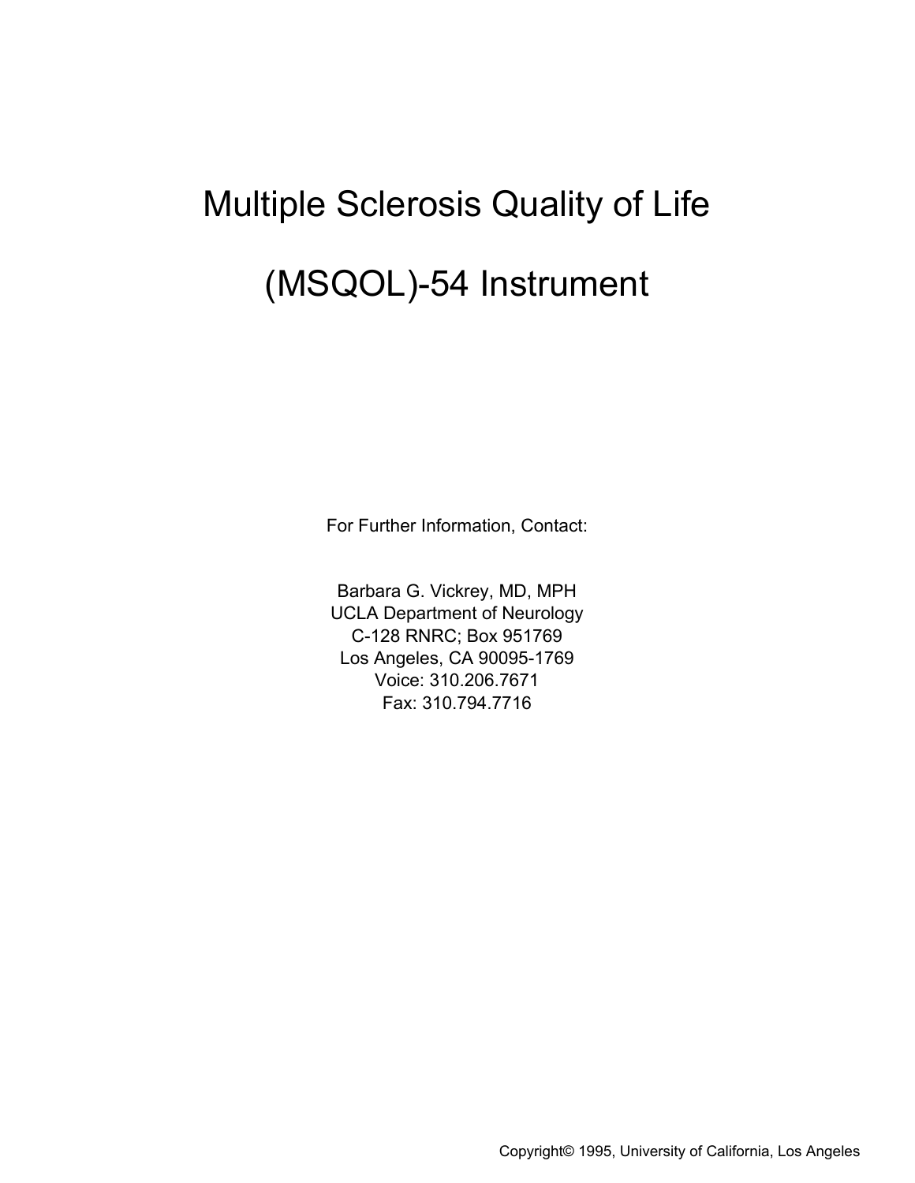# Multiple Sclerosis Quality of Life

# (MSQOL)-54 Instrument

For Further Information, Contact:

Barbara G. Vickrey, MD, MPH
UCLA Department of Neurology
C-128 RNRC; Box 951769
Los Angeles, CA 90095-1769
Voice: 310.206.7671
Fax: 310.794.7716

Copyright© 1995, University of California, Los Angeles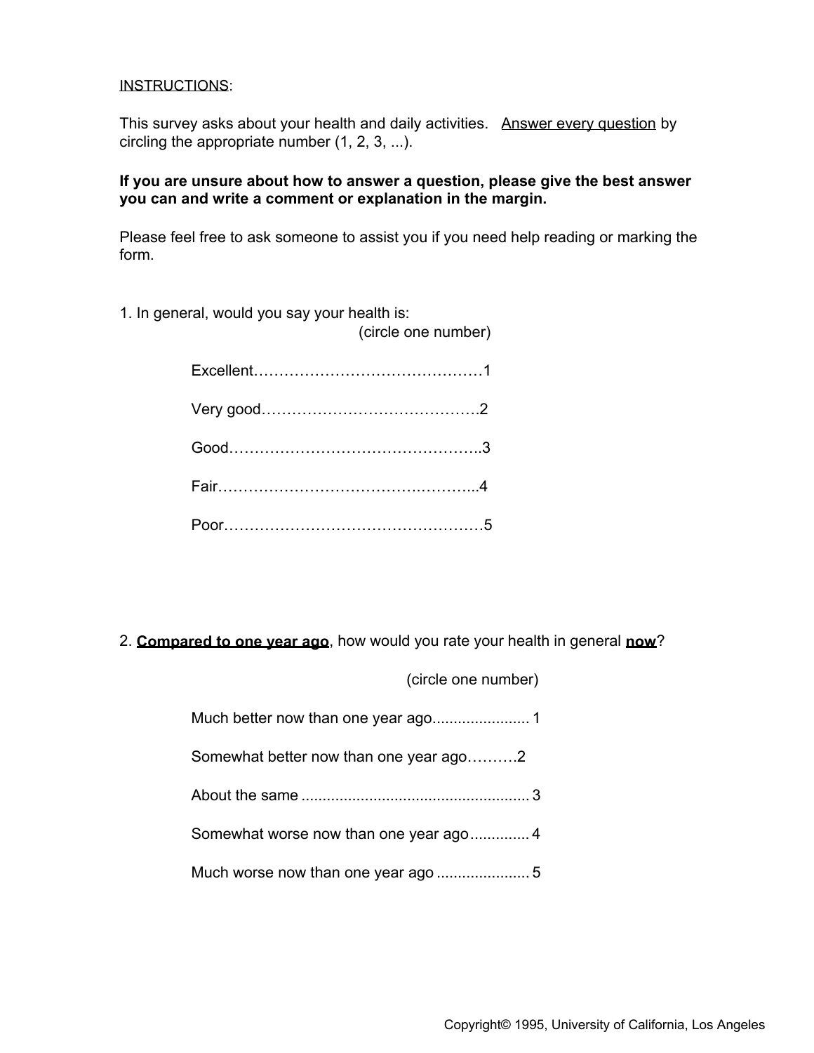<u>INSTRUCTIONS</u>:

This survey asks about your health and daily activities. <u>Answer every question</u> by circling the appropriate number (1, 2, 3, ...).

**If you are unsure about how to answer a question, please give the best answer you can and write a comment or explanation in the margin.**

Please feel free to ask someone to assist you if you need help reading or marking the form.

1. In general, would you say your health is:

(circle one number)

Excellent……………………………………1

Very good…………………………………….2

Good…………………………………………..3

Fair……………………………………………...4

Poor…………………………………………5

2. **<u>Compared to one year ago</u>**, how would you rate your health in general **<u>now</u>**?

(circle one number)

Much better now than one year ago....................... 1

Somewhat better now than one year ago……….2

About the same ...................................................... 3

Somewhat worse now than one year ago .............. 4

Much worse now than one year ago ...................... 5

Copyright© 1995, University of California, Los Angeles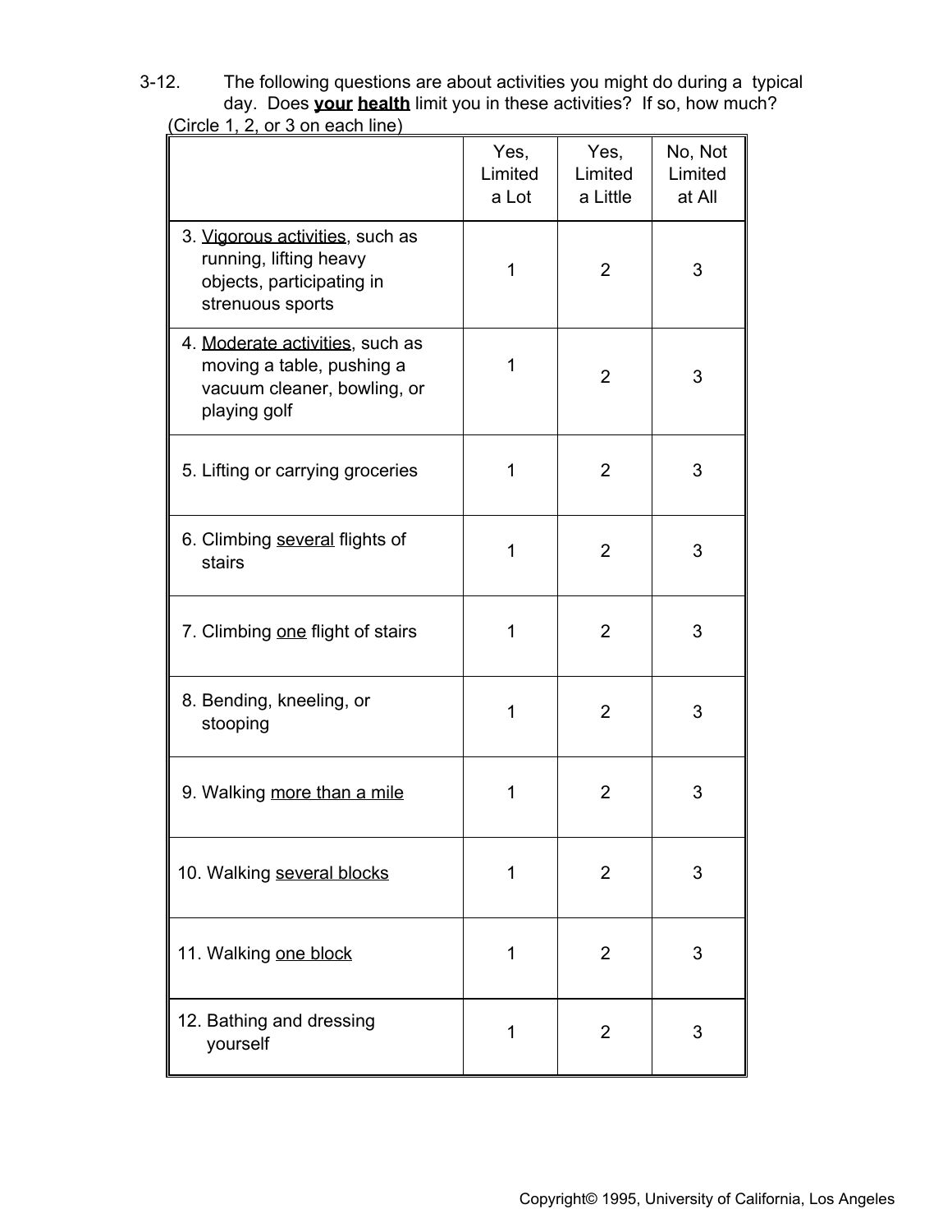3-12. The following questions are about activities you might do during a typical day. Does **your health** limit you in these activities? If so, how much?
(Circle 1, 2, or 3 on each line)

| | Yes, Limited a Lot | Yes, Limited a Little | No, Not Limited at All |
|---|---|---|---|
| 3. Vigorous activities, such as running, lifting heavy objects, participating in strenuous sports | 1 | 2 | 3 |
| 4. Moderate activities, such as moving a table, pushing a vacuum cleaner, bowling, or playing golf | 1 | 2 | 3 |
| 5. Lifting or carrying groceries | 1 | 2 | 3 |
| 6. Climbing several flights of stairs | 1 | 2 | 3 |
| 7. Climbing one flight of stairs | 1 | 2 | 3 |
| 8. Bending, kneeling, or stooping | 1 | 2 | 3 |
| 9. Walking more than a mile | 1 | 2 | 3 |
| 10. Walking several blocks | 1 | 2 | 3 |
| 11. Walking one block | 1 | 2 | 3 |
| 12. Bathing and dressing yourself | 1 | 2 | 3 |

Copyright© 1995, University of California, Los Angeles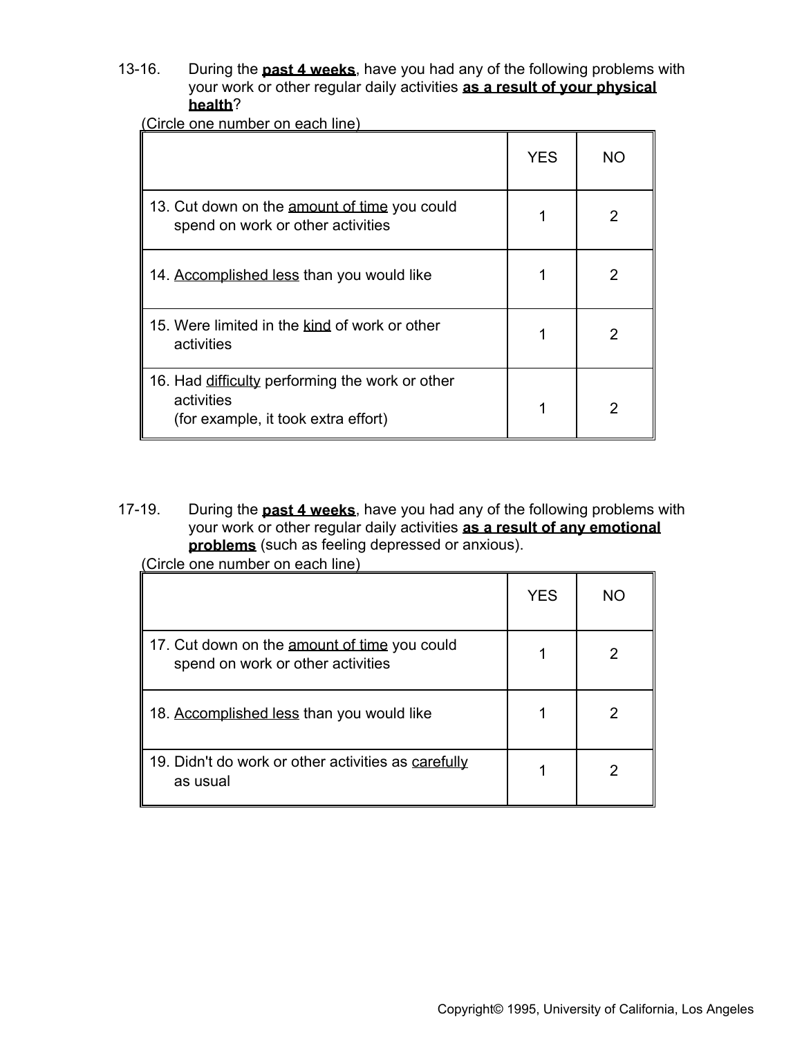13-16. During the **past 4 weeks**, have you had any of the following problems with your work or other regular daily activities **as a result of your physical health**?

(Circle one number on each line)

| | YES | NO |
|---|---|---|
| 13. Cut down on the amount of time you could spend on work or other activities | 1 | 2 |
| 14. Accomplished less than you would like | 1 | 2 |
| 15. Were limited in the kind of work or other activities | 1 | 2 |
| 16. Had difficulty performing the work or other activities (for example, it took extra effort) | 1 | 2 |

17-19. During the **past 4 weeks**, have you had any of the following problems with your work or other regular daily activities **as a result of any emotional problems** (such as feeling depressed or anxious).

(Circle one number on each line)

| | YES | NO |
|---|---|---|
| 17. Cut down on the amount of time you could spend on work or other activities | 1 | 2 |
| 18. Accomplished less than you would like | 1 | 2 |
| 19. Didn't do work or other activities as carefully as usual | 1 | 2 |

Copyright© 1995, University of California, Los Angeles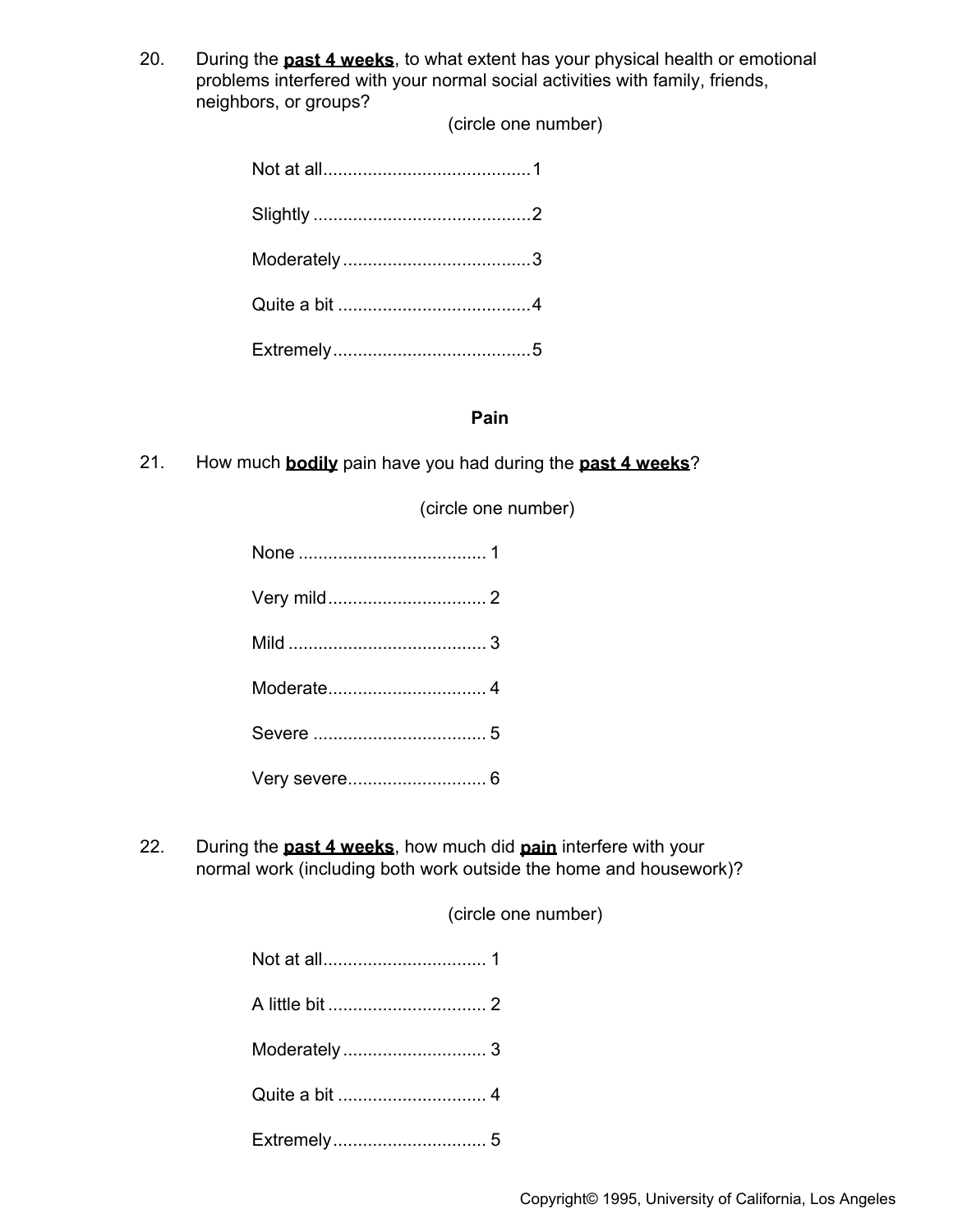20. During the **past 4 weeks**, to what extent has your physical health or emotional problems interfered with your normal social activities with family, friends, neighbors, or groups?

(circle one number)

Not at all..........................................1

Slightly ............................................2

Moderately ......................................3

Quite a bit .......................................4

Extremely........................................5

**Pain**

21. How much **bodily** pain have you had during the **past 4 weeks**?

(circle one number)

None ...................................... 1

Very mild................................ 2

Mild ........................................ 3

Moderate................................ 4

Severe ................................... 5

Very severe............................ 6

22. During the **past 4 weeks**, how much did **pain** interfere with your normal work (including both work outside the home and housework)?

(circle one number)

Not at all................................. 1

A little bit ................................ 2

Moderately ............................. 3

Quite a bit .............................. 4

Extremely............................... 5

Copyright© 1995, University of California, Los Angeles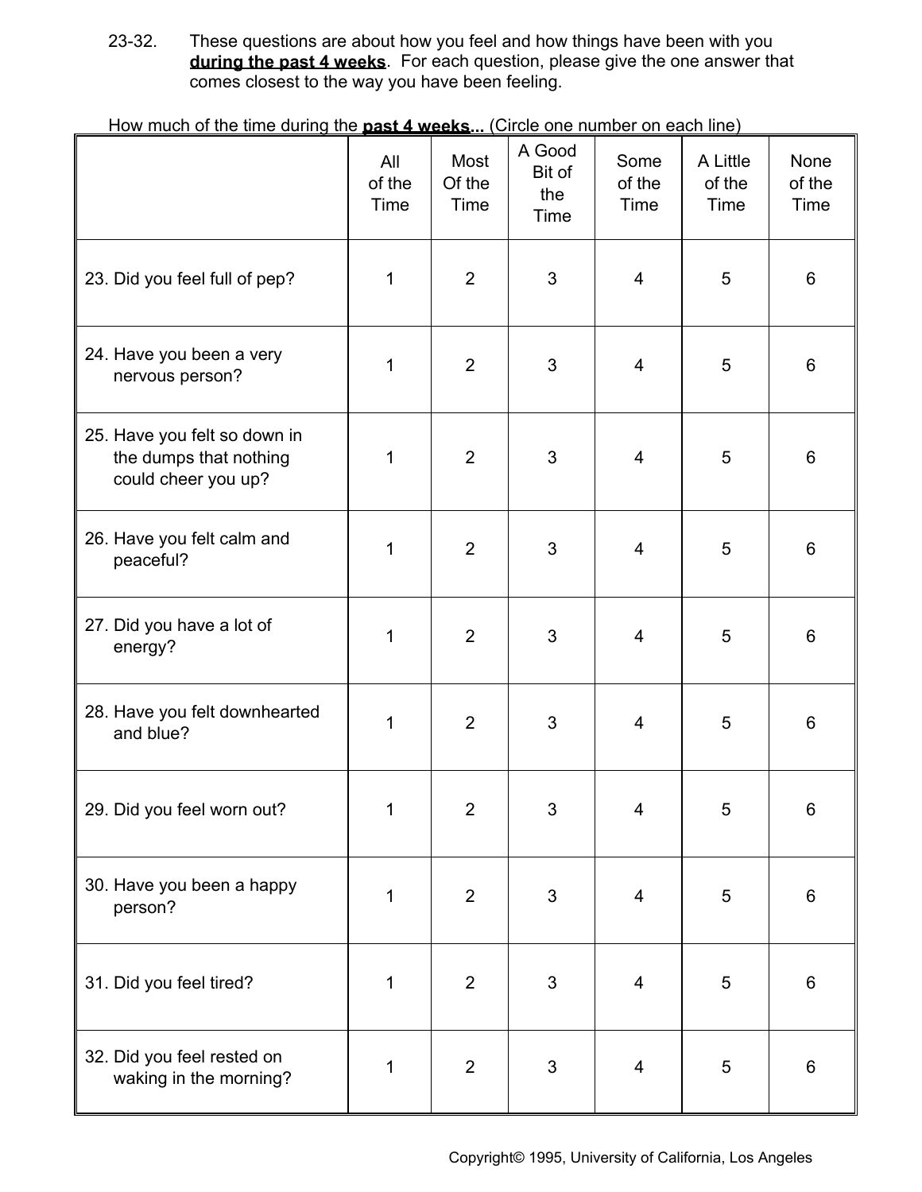23-32. These questions are about how you feel and how things have been with you **during the past 4 weeks**. For each question, please give the one answer that comes closest to the way you have been feeling.

How much of the time during the **past 4 weeks...** (Circle one number on each line)

| | All of the Time | Most Of the Time | A Good Bit of the Time | Some of the Time | A Little of the Time | None of the Time |
|---|---|---|---|---|---|---|
| 23. Did you feel full of pep? | 1 | 2 | 3 | 4 | 5 | 6 |
| 24. Have you been a very nervous person? | 1 | 2 | 3 | 4 | 5 | 6 |
| 25. Have you felt so down in the dumps that nothing could cheer you up? | 1 | 2 | 3 | 4 | 5 | 6 |
| 26. Have you felt calm and peaceful? | 1 | 2 | 3 | 4 | 5 | 6 |
| 27. Did you have a lot of energy? | 1 | 2 | 3 | 4 | 5 | 6 |
| 28. Have you felt downhearted and blue? | 1 | 2 | 3 | 4 | 5 | 6 |
| 29. Did you feel worn out? | 1 | 2 | 3 | 4 | 5 | 6 |
| 30. Have you been a happy person? | 1 | 2 | 3 | 4 | 5 | 6 |
| 31. Did you feel tired? | 1 | 2 | 3 | 4 | 5 | 6 |
| 32. Did you feel rested on waking in the morning? | 1 | 2 | 3 | 4 | 5 | 6 |

Copyright© 1995, University of California, Los Angeles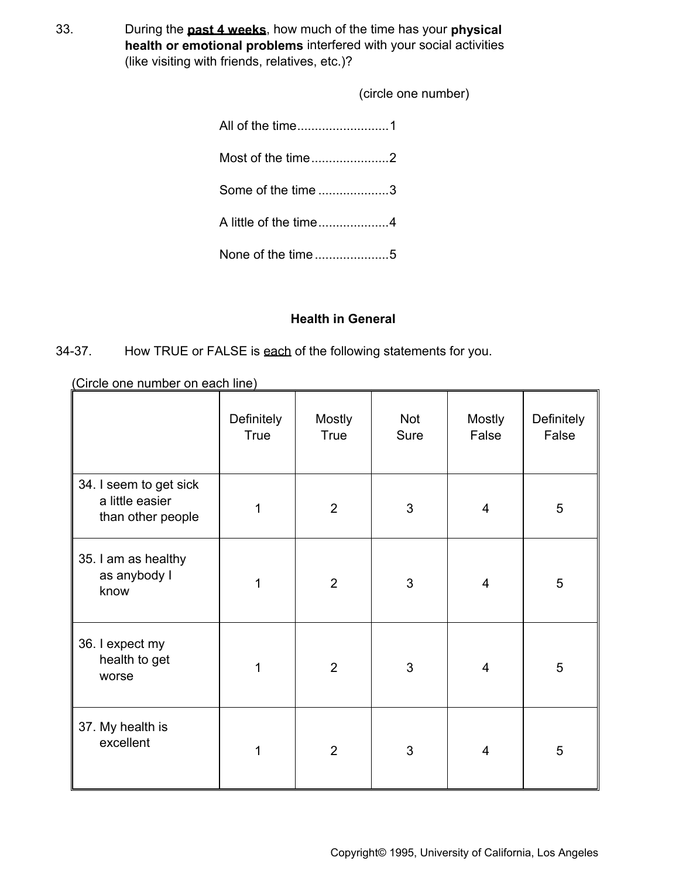33. During the **past 4 weeks**, how much of the time has your **physical health or emotional problems** interfered with your social activities (like visiting with friends, relatives, etc.)?

(circle one number)

All of the time..........................1

Most of the time......................2

Some of the time ....................3

A little of the time....................4

None of the time.....................5

## Health in General

34-37. How TRUE or FALSE is each of the following statements for you.

(Circle one number on each line)

| | Definitely True | Mostly True | Not Sure | Mostly False | Definitely False |
|---|---|---|---|---|---|
| 34. I seem to get sick a little easier than other people | 1 | 2 | 3 | 4 | 5 |
| 35. I am as healthy as anybody I know | 1 | 2 | 3 | 4 | 5 |
| 36. I expect my health to get worse | 1 | 2 | 3 | 4 | 5 |
| 37. My health is excellent | 1 | 2 | 3 | 4 | 5 |

Copyright© 1995, University of California, Los Angeles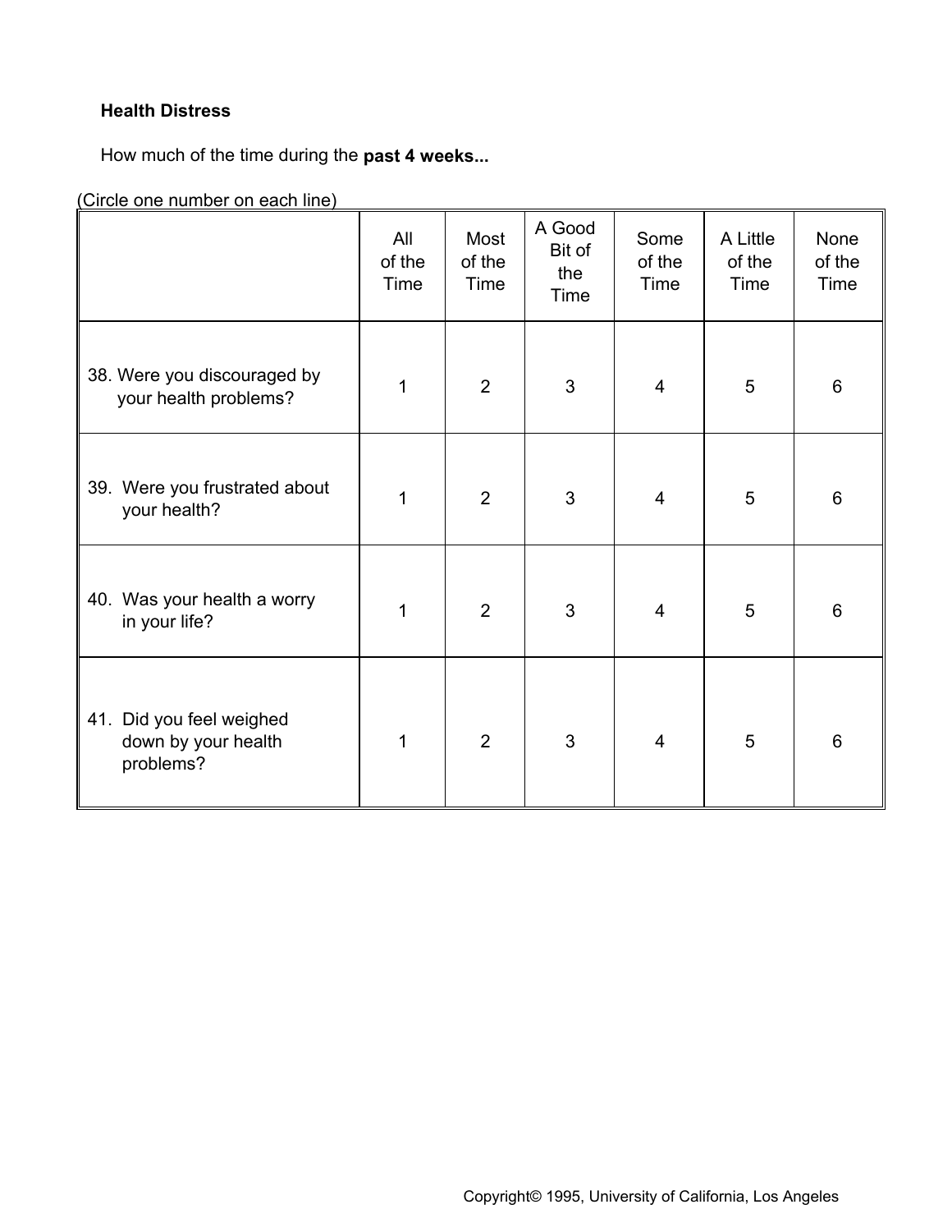**Health Distress**

How much of the time during the **past 4 weeks...**

(Circle one number on each line)

| | All of the Time | Most of the Time | A Good Bit of the Time | Some of the Time | A Little of the Time | None of the Time |
|---|---|---|---|---|---|---|
| 38. Were you discouraged by your health problems? | 1 | 2 | 3 | 4 | 5 | 6 |
| 39. Were you frustrated about your health? | 1 | 2 | 3 | 4 | 5 | 6 |
| 40. Was your health a worry in your life? | 1 | 2 | 3 | 4 | 5 | 6 |
| 41. Did you feel weighed down by your health problems? | 1 | 2 | 3 | 4 | 5 | 6 |

Copyright© 1995, University of California, Los Angeles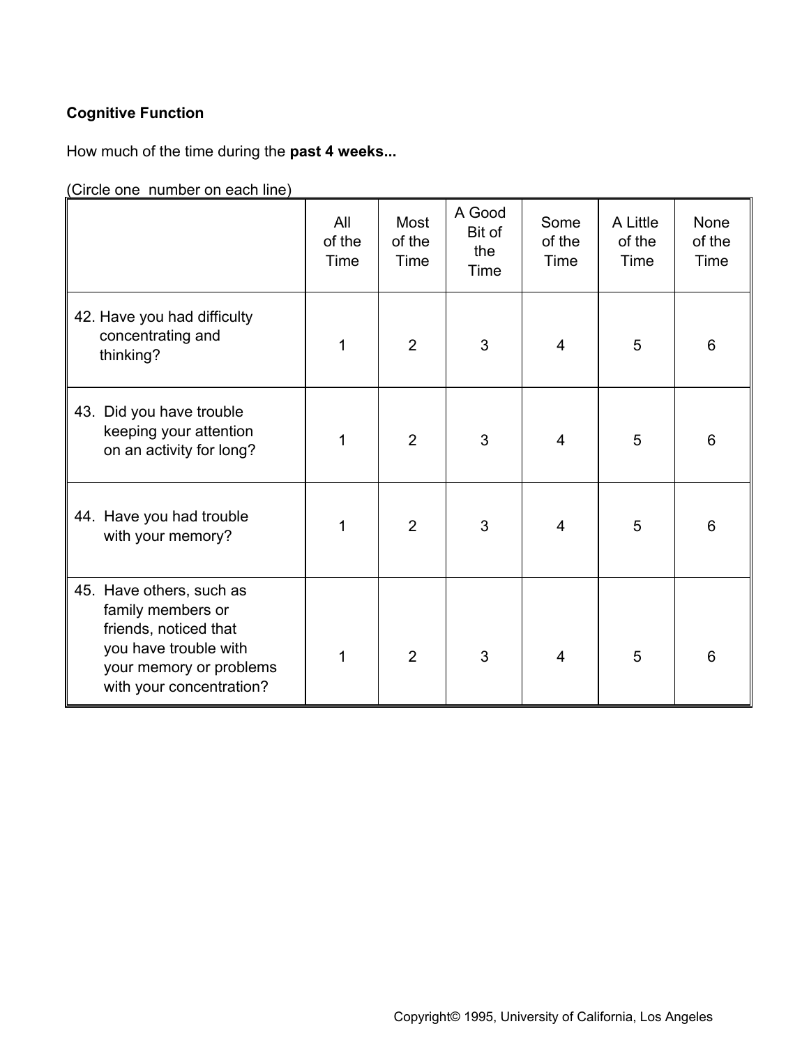**Cognitive Function**

How much of the time during the **past 4 weeks...**

(Circle one number on each line)

| | All of the Time | Most of the Time | A Good Bit of the Time | Some of the Time | A Little of the Time | None of the Time |
|---|---|---|---|---|---|---|
| 42. Have you had difficulty concentrating and thinking? | 1 | 2 | 3 | 4 | 5 | 6 |
| 43. Did you have trouble keeping your attention on an activity for long? | 1 | 2 | 3 | 4 | 5 | 6 |
| 44. Have you had trouble with your memory? | 1 | 2 | 3 | 4 | 5 | 6 |
| 45. Have others, such as family members or friends, noticed that you have trouble with your memory or problems with your concentration? | 1 | 2 | 3 | 4 | 5 | 6 |

Copyright© 1995, University of California, Los Angeles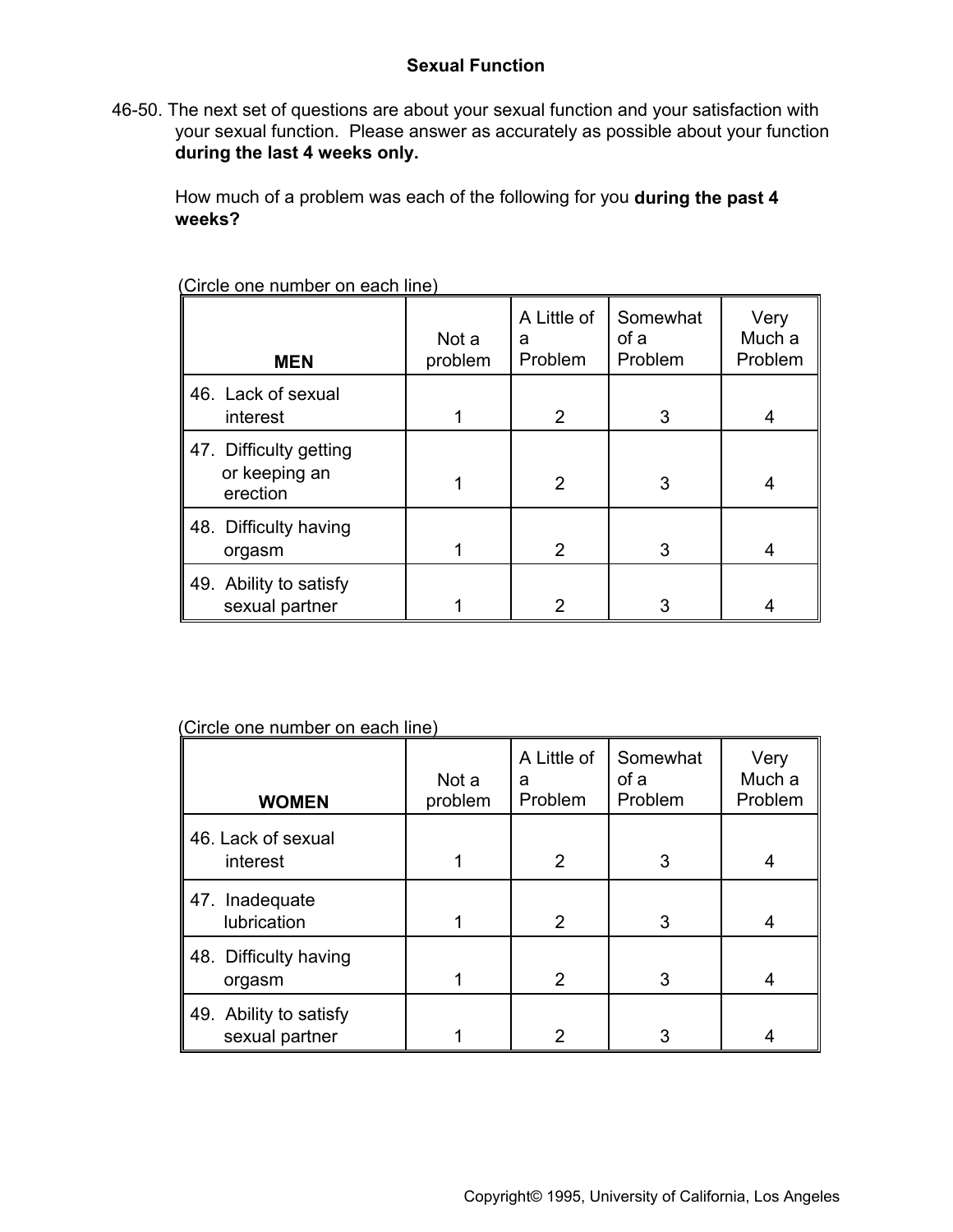## Sexual Function

46-50. The next set of questions are about your sexual function and your satisfaction with your sexual function. Please answer as accurately as possible about your function **during the last 4 weeks only.**

How much of a problem was each of the following for you **during the past 4 weeks?**

(Circle one number on each line)

| **MEN** | Not a problem | A Little of a Problem | Somewhat of a Problem | Very Much a Problem |
|---|---|---|---|---|
| 46. Lack of sexual interest | 1 | 2 | 3 | 4 |
| 47. Difficulty getting or keeping an erection | 1 | 2 | 3 | 4 |
| 48. Difficulty having orgasm | 1 | 2 | 3 | 4 |
| 49. Ability to satisfy sexual partner | 1 | 2 | 3 | 4 |

(Circle one number on each line)

| **WOMEN** | Not a problem | A Little of a Problem | Somewhat of a Problem | Very Much a Problem |
|---|---|---|---|---|
| 46. Lack of sexual interest | 1 | 2 | 3 | 4 |
| 47. Inadequate lubrication | 1 | 2 | 3 | 4 |
| 48. Difficulty having orgasm | 1 | 2 | 3 | 4 |
| 49. Ability to satisfy sexual partner | 1 | 2 | 3 | 4 |

Copyright© 1995, University of California, Los Angeles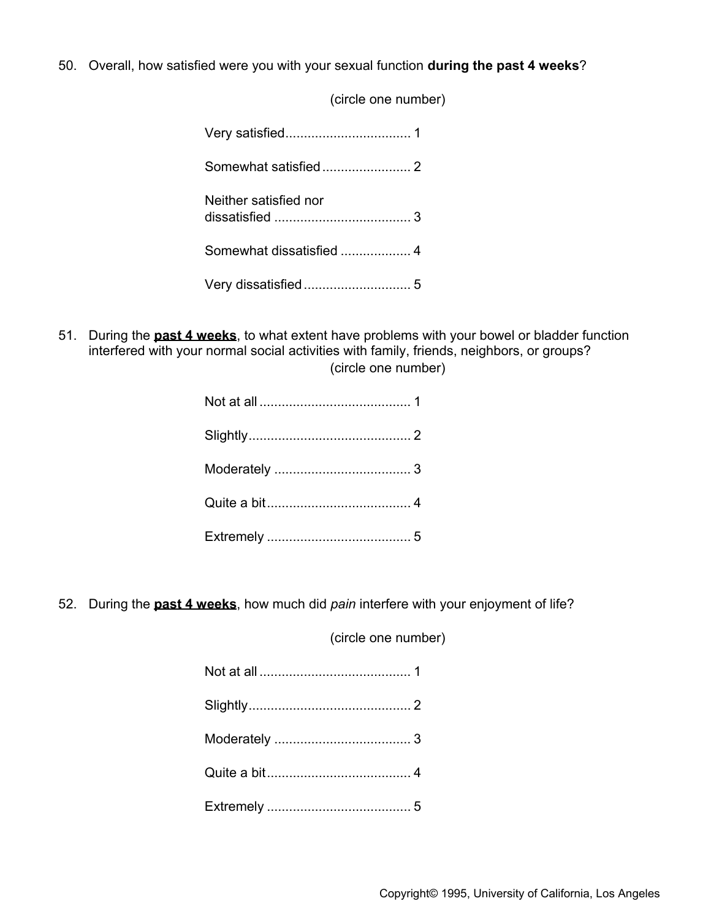50. Overall, how satisfied were you with your sexual function **during the past 4 weeks**?

(circle one number)

Very satisfied.................................. 1

Somewhat satisfied........................ 2

Neither satisfied nor dissatisfied ..................................... 3

Somewhat dissatisfied ................... 4

Very dissatisfied............................. 5

51. During the **past 4 weeks**, to what extent have problems with your bowel or bladder function interfered with your normal social activities with family, friends, neighbors, or groups?

(circle one number)

Not at all ......................................... 1

Slightly............................................ 2

Moderately ..................................... 3

Quite a bit....................................... 4

Extremely ....................................... 5

52. During the **past 4 weeks**, how much did *pain* interfere with your enjoyment of life?

(circle one number)

Not at all ......................................... 1

Slightly............................................ 2

Moderately ..................................... 3

Quite a bit....................................... 4

Extremely ....................................... 5

Copyright© 1995, University of California, Los Angeles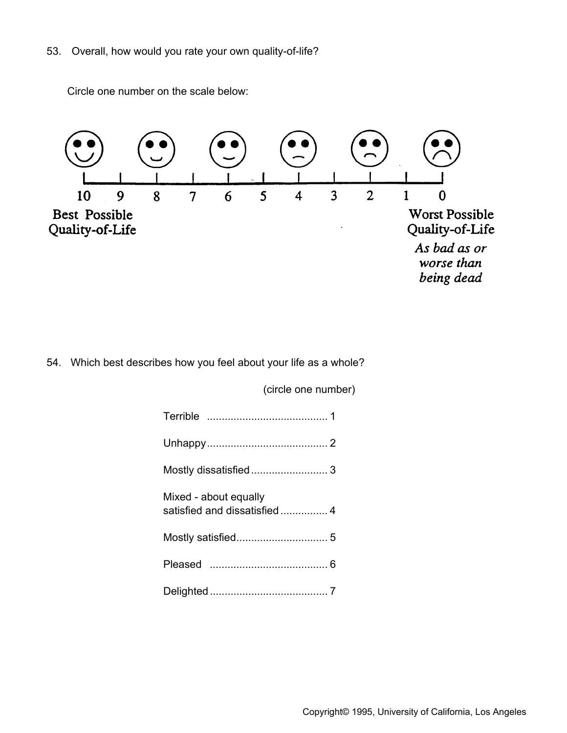53. Overall, how would you rate your own quality-of-life?

Circle one number on the scale below:

| 10 | 9 | 8 | 7 | 6 | 5 | 4 | 3 | 2 | 1 | 0 |
|---|---|---|---|---|---|---|---|---|---|---|

Best Possible Quality-of-Life

Worst Possible Quality-of-Life *As bad as or worse than being dead*

54. Which best describes how you feel about your life as a whole?

(circle one number)

Terrible ......................................... 1

Unhappy......................................... 2

Mostly dissatisfied .......................... 3

Mixed - about equally satisfied and dissatisfied ................ 4

Mostly satisfied............................... 5

Pleased ........................................ 6

Delighted ........................................ 7

Copyright© 1995, University of California, Los Angeles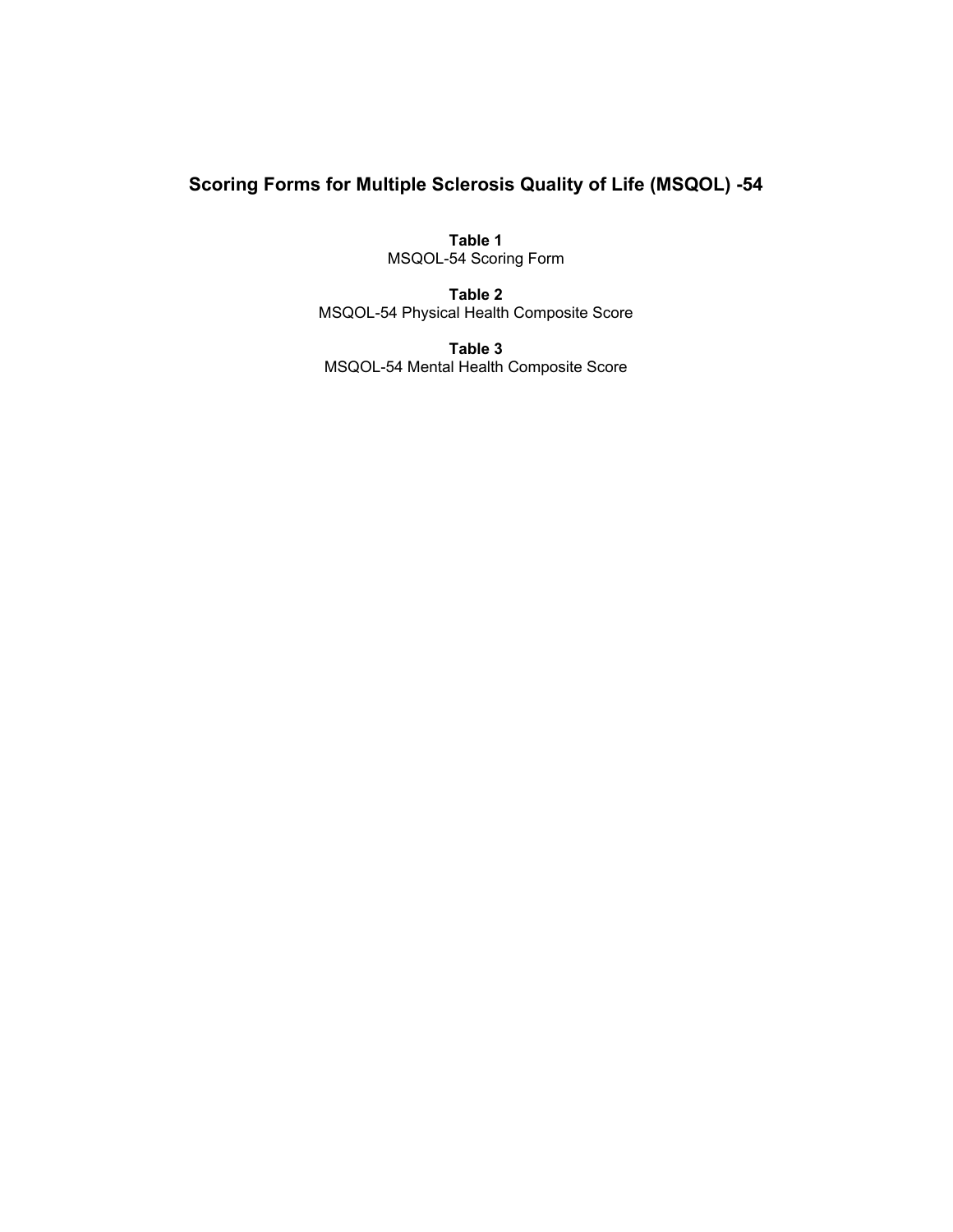# Scoring Forms for Multiple Sclerosis Quality of Life (MSQOL) -54

**Table 1**
MSQOL-54 Scoring Form

**Table 2**
MSQOL-54 Physical Health Composite Score

**Table 3**
MSQOL-54 Mental Health Composite Score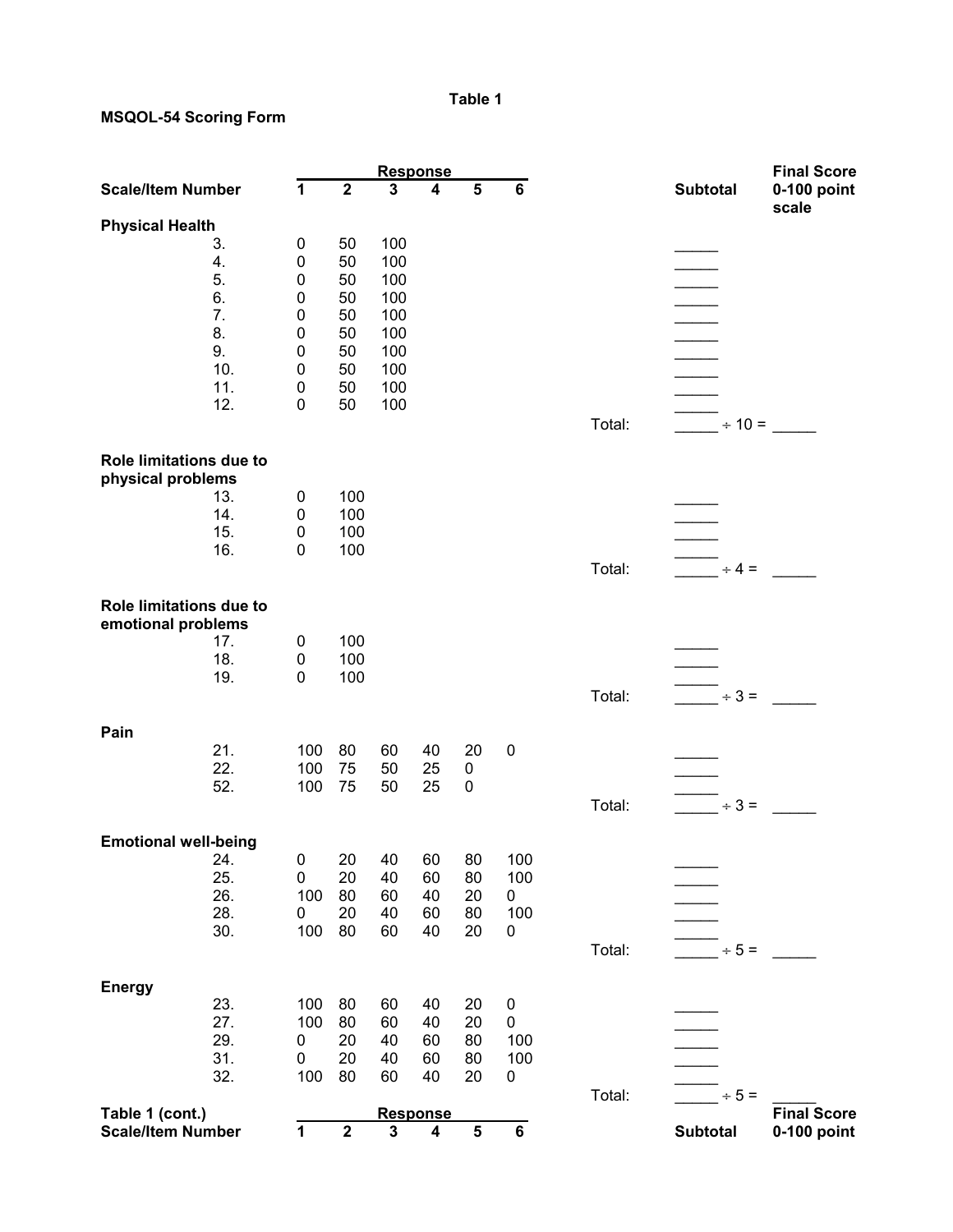**Table 1**

**MSQOL-54 Scoring Form**

| Scale/Item Number | Response 1 | 2 | 3 | 4 | 5 | 6 | | Subtotal | Final Score 0-100 point scale |
|---|---|---|---|---|---|---|---|---|---|
| **Physical Health** | | | | | | | | | |
| 3. | 0 | 50 | 100 | | | | | _____ | |
| 4. | 0 | 50 | 100 | | | | | _____ | |
| 5. | 0 | 50 | 100 | | | | | _____ | |
| 6. | 0 | 50 | 100 | | | | | _____ | |
| 7. | 0 | 50 | 100 | | | | | _____ | |
| 8. | 0 | 50 | 100 | | | | | _____ | |
| 9. | 0 | 50 | 100 | | | | | _____ | |
| 10. | 0 | 50 | 100 | | | | | _____ | |
| 11. | 0 | 50 | 100 | | | | | _____ | |
| 12. | 0 | 50 | 100 | | | | | _____ | |
| | | | | | | | Total: | _____ ÷ 10 = | _____ |
| **Role limitations due to physical problems** | | | | | | | | | |
| 13. | 0 | 100 | | | | | | _____ | |
| 14. | 0 | 100 | | | | | | _____ | |
| 15. | 0 | 100 | | | | | | _____ | |
| 16. | 0 | 100 | | | | | | _____ | |
| | | | | | | | Total: | _____ ÷ 4 = | _____ |
| **Role limitations due to emotional problems** | | | | | | | | | |
| 17. | 0 | 100 | | | | | | _____ | |
| 18. | 0 | 100 | | | | | | _____ | |
| 19. | 0 | 100 | | | | | | _____ | |
| | | | | | | | Total: | _____ ÷ 3 = | _____ |
| **Pain** | | | | | | | | | |
| 21. | 100 | 80 | 60 | 40 | 20 | 0 | | _____ | |
| 22. | 100 | 75 | 50 | 25 | 0 | | | _____ | |
| 52. | 100 | 75 | 50 | 25 | 0 | | | _____ | |
| | | | | | | | Total: | _____ ÷ 3 = | _____ |
| **Emotional well-being** | | | | | | | | | |
| 24. | 0 | 20 | 40 | 60 | 80 | 100 | | _____ | |
| 25. | 0 | 20 | 40 | 60 | 80 | 100 | | _____ | |
| 26. | 100 | 80 | 60 | 40 | 20 | 0 | | _____ | |
| 28. | 0 | 20 | 40 | 60 | 80 | 100 | | _____ | |
| 30. | 100 | 80 | 60 | 40 | 20 | 0 | | _____ | |
| | | | | | | | Total: | _____ ÷ 5 = | _____ |
| **Energy** | | | | | | | | | |
| 23. | 100 | 80 | 60 | 40 | 20 | 0 | | _____ | |
| 27. | 100 | 80 | 60 | 40 | 20 | 0 | | _____ | |
| 29. | 0 | 20 | 40 | 60 | 80 | 100 | | _____ | |
| 31. | 0 | 20 | 40 | 60 | 80 | 100 | | _____ | |
| 32. | 100 | 80 | 60 | 40 | 20 | 0 | | _____ | |
| | | | | | | | Total: | _____ ÷ 5 = | _____ |

**Table 1 (cont.)**

| Scale/Item Number | Response 1 | 2 | 3 | 4 | 5 | 6 | Subtotal | Final Score 0-100 point |
|---|---|---|---|---|---|---|---|---|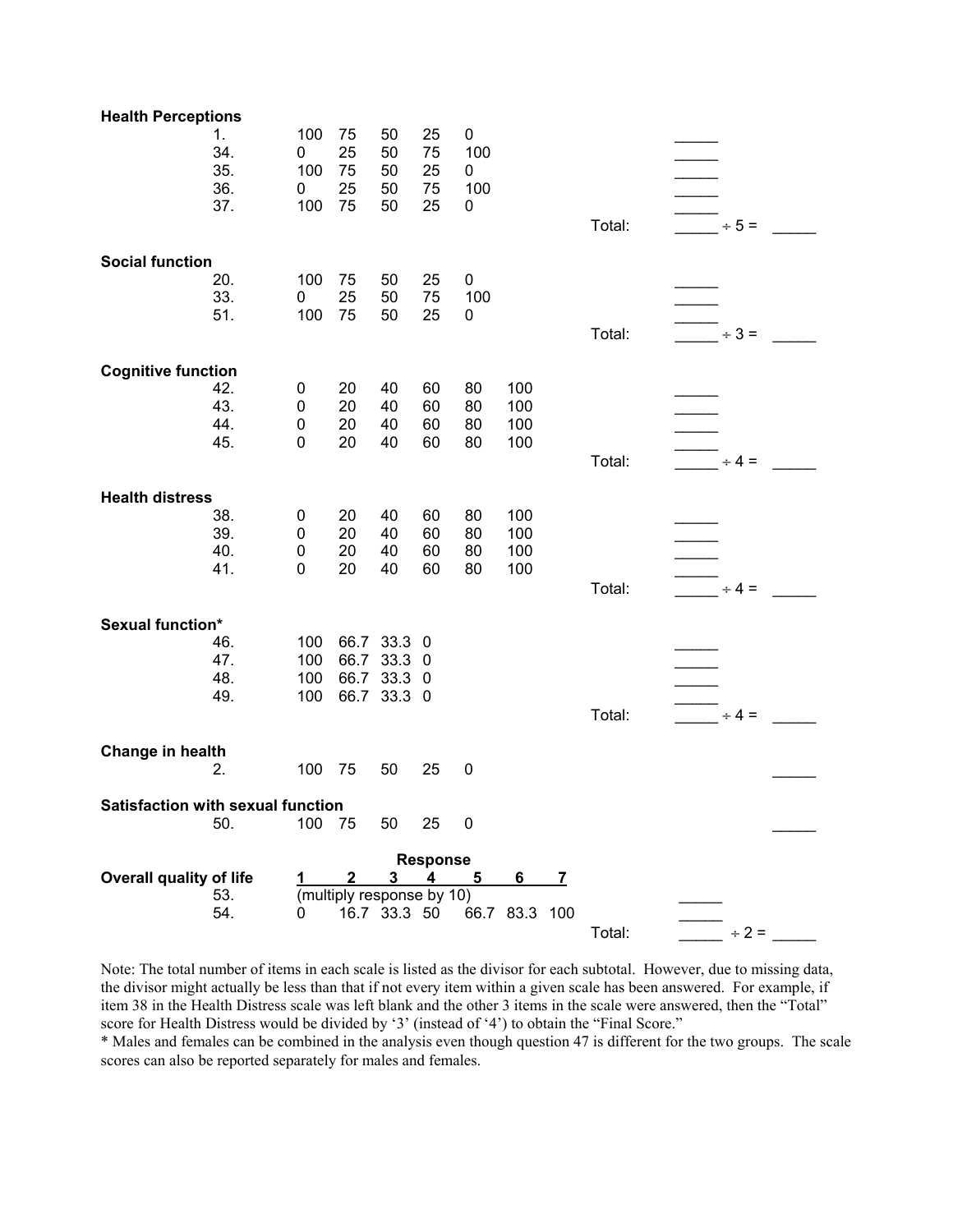**Health Perceptions**

| Item | | | | | | | | | |
|---|---|---|---|---|---|---|---|---|---|
| 1. | 100 | 75 | 50 | 25 | 0 | | | | _____ |
| 34. | 0 | 25 | 50 | 75 | 100 | | | | _____ |
| 35. | 100 | 75 | 50 | 25 | 0 | | | | _____ |
| 36. | 0 | 25 | 50 | 75 | 100 | | | | _____ |
| 37. | 100 | 75 | 50 | 25 | 0 | | | | _____ |
| | | | | | | | | Total: | _____ ÷ 5 = _____ |

**Social function**

| Item | | | | | | | | | |
|---|---|---|---|---|---|---|---|---|---|
| 20. | 100 | 75 | 50 | 25 | 0 | | | | _____ |
| 33. | 0 | 25 | 50 | 75 | 100 | | | | _____ |
| 51. | 100 | 75 | 50 | 25 | 0 | | | | _____ |
| | | | | | | | | Total: | _____ ÷ 3 = _____ |

**Cognitive function**

| Item | | | | | | | | | |
|---|---|---|---|---|---|---|---|---|---|
| 42. | 0 | 20 | 40 | 60 | 80 | 100 | | | _____ |
| 43. | 0 | 20 | 40 | 60 | 80 | 100 | | | _____ |
| 44. | 0 | 20 | 40 | 60 | 80 | 100 | | | _____ |
| 45. | 0 | 20 | 40 | 60 | 80 | 100 | | | _____ |
| | | | | | | | | Total: | _____ ÷ 4 = _____ |

**Health distress**

| Item | | | | | | | | | |
|---|---|---|---|---|---|---|---|---|---|
| 38. | 0 | 20 | 40 | 60 | 80 | 100 | | | _____ |
| 39. | 0 | 20 | 40 | 60 | 80 | 100 | | | _____ |
| 40. | 0 | 20 | 40 | 60 | 80 | 100 | | | _____ |
| 41. | 0 | 20 | 40 | 60 | 80 | 100 | | | _____ |
| | | | | | | | | Total: | _____ ÷ 4 = _____ |

**Sexual function***

| Item | | | | | | | | | |
|---|---|---|---|---|---|---|---|---|---|
| 46. | 100 | 66.7 | 33.3 | 0 | | | | | _____ |
| 47. | 100 | 66.7 | 33.3 | 0 | | | | | _____ |
| 48. | 100 | 66.7 | 33.3 | 0 | | | | | _____ |
| 49. | 100 | 66.7 | 33.3 | 0 | | | | | _____ |
| | | | | | | | | Total: | _____ ÷ 4 = _____ |

**Change in health**

| Item | | | | | | | | | |
|---|---|---|---|---|---|---|---|---|---|
| 2. | 100 | 75 | 50 | 25 | 0 | | | | _____ |

**Satisfaction with sexual function**

| Item | | | | | | | | | |
|---|---|---|---|---|---|---|---|---|---|
| 50. | 100 | 75 | 50 | 25 | 0 | | | | _____ |

**Overall quality of life**

| Item | Response 1 | 2 | 3 | 4 | 5 | 6 | 7 | | |
|---|---|---|---|---|---|---|---|---|---|
| 53. | (multiply response by 10) | | | | | | | | _____ |
| 54. | 0 | 16.7 | 33.3 | 50 | 66.7 | 83.3 | 100 | | _____ |
| | | | | | | | | Total: | _____ ÷ 2 = _____ |

Note: The total number of items in each scale is listed as the divisor for each subtotal. However, due to missing data, the divisor might actually be less than that if not every item within a given scale has been answered. For example, if item 38 in the Health Distress scale was left blank and the other 3 items in the scale were answered, then the "Total" score for Health Distress would be divided by '3' (instead of '4') to obtain the "Final Score."

* Males and females can be combined in the analysis even though question 47 is different for the two groups. The scale scores can also be reported separately for males and females.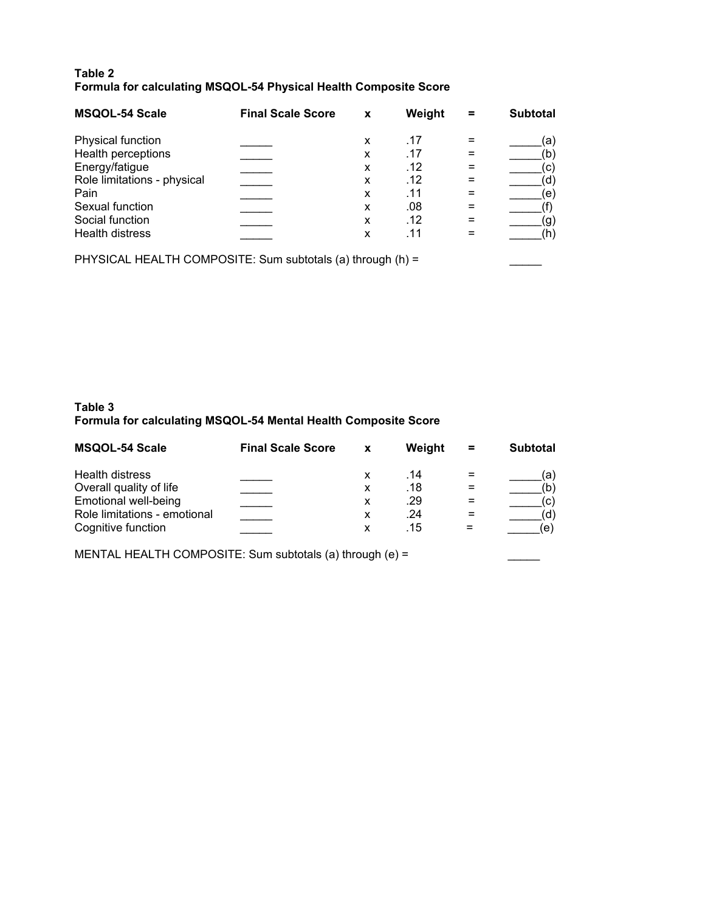**Table 2**
**Formula for calculating MSQOL-54 Physical Health Composite Score**

| MSQOL-54 Scale | Final Scale Score | x | Weight | = | Subtotal |
|---|---|---|---|---|---|
| Physical function | _____ | x | .17 | = | _____(a) |
| Health perceptions | _____ | x | .17 | = | _____(b) |
| Energy/fatigue | _____ | x | .12 | = | _____(c) |
| Role limitations - physical | _____ | x | .12 | = | _____(d) |
| Pain | _____ | x | .11 | = | _____(e) |
| Sexual function | _____ | x | .08 | = | _____(f) |
| Social function | _____ | x | .12 | = | _____(g) |
| Health distress | _____ | x | .11 | = | _____(h) |

PHYSICAL HEALTH COMPOSITE: Sum subtotals (a) through (h) = _____

**Table 3**
**Formula for calculating MSQOL-54 Mental Health Composite Score**

| MSQOL-54 Scale | Final Scale Score | x | Weight | = | Subtotal |
|---|---|---|---|---|---|
| Health distress | _____ | x | .14 | = | _____(a) |
| Overall quality of life | _____ | x | .18 | = | _____(b) |
| Emotional well-being | _____ | x | .29 | = | _____(c) |
| Role limitations - emotional | _____ | x | .24 | = | _____(d) |
| Cognitive function | _____ | x | .15 | = | _____(e) |

MENTAL HEALTH COMPOSITE: Sum subtotals (a) through (e) = _____